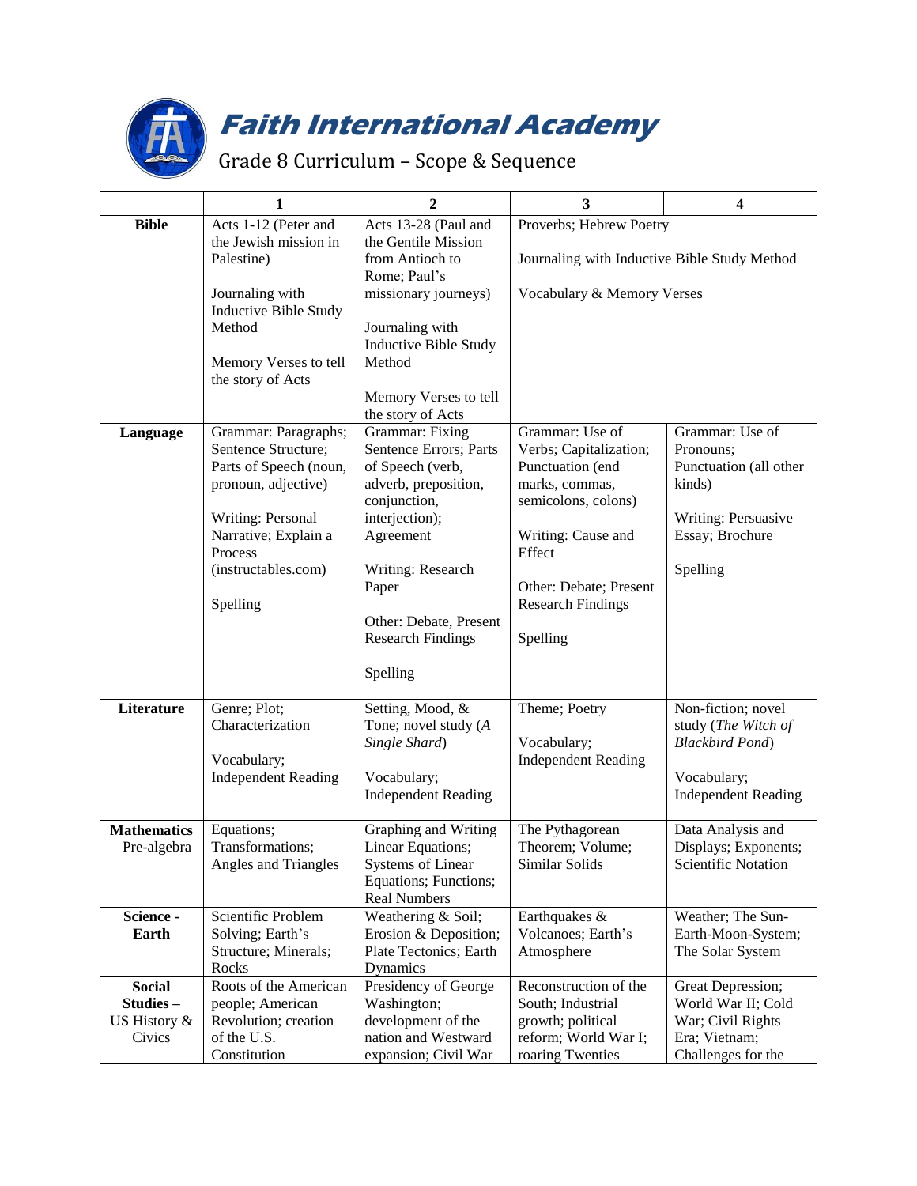# Faith International Academy

## Grade 8 Curriculum – Scope & Sequence

| | 1 | 2 | 3 | 4 |
|---|---|---|---|---|
| **Bible** | Acts 1-12 (Peter and the Jewish mission in Palestine)<br><br>Journaling with Inductive Bible Study Method<br><br>Memory Verses to tell the story of Acts | Acts 13-28 (Paul and the Gentile Mission from Antioch to Rome; Paul's missionary journeys)<br><br>Journaling with Inductive Bible Study Method<br><br>Memory Verses to tell the story of Acts | Proverbs; Hebrew Poetry<br><br>Journaling with Inductive Bible Study Method<br><br>Vocabulary & Memory Verses | |
| **Language** | Grammar: Paragraphs; Sentence Structure; Parts of Speech (noun, pronoun, adjective)<br><br>Writing: Personal Narrative; Explain a Process (instructables.com)<br><br>Spelling | Grammar: Fixing Sentence Errors; Parts of Speech (verb, adverb, preposition, conjunction, interjection); Agreement<br><br>Writing: Research Paper<br><br>Other: Debate, Present Research Findings<br><br>Spelling | Grammar: Use of Verbs; Capitalization; Punctuation (end marks, commas, semicolons, colons)<br><br>Writing: Cause and Effect<br><br>Other: Debate; Present Research Findings<br><br>Spelling | Grammar: Use of Pronouns; Punctuation (all other kinds)<br><br>Writing: Persuasive Essay; Brochure<br><br>Spelling |
| **Literature** | Genre; Plot; Characterization<br><br>Vocabulary; Independent Reading | Setting, Mood, & Tone; novel study (*A Single Shard*)<br><br>Vocabulary; Independent Reading | Theme; Poetry<br><br>Vocabulary; Independent Reading | Non-fiction; novel study (*The Witch of Blackbird Pond*)<br><br>Vocabulary; Independent Reading |
| **Mathematics** – Pre-algebra | Equations; Transformations; Angles and Triangles | Graphing and Writing Linear Equations; Systems of Linear Equations; Functions; Real Numbers | The Pythagorean Theorem; Volume; Similar Solids | Data Analysis and Displays; Exponents; Scientific Notation |
| **Science - Earth** | Scientific Problem Solving; Earth's Structure; Minerals; Rocks | Weathering & Soil; Erosion & Deposition; Plate Tectonics; Earth Dynamics | Earthquakes & Volcanoes; Earth's Atmosphere | Weather; The Sun-Earth-Moon-System; The Solar System |
| **Social Studies** – US History & Civics | Roots of the American people; American Revolution; creation of the U.S. Constitution | Presidency of George Washington; development of the nation and Westward expansion; Civil War | Reconstruction of the South; Industrial growth; political reform; World War I; roaring Twenties | Great Depression; World War II; Cold War; Civil Rights Era; Vietnam; Challenges for the |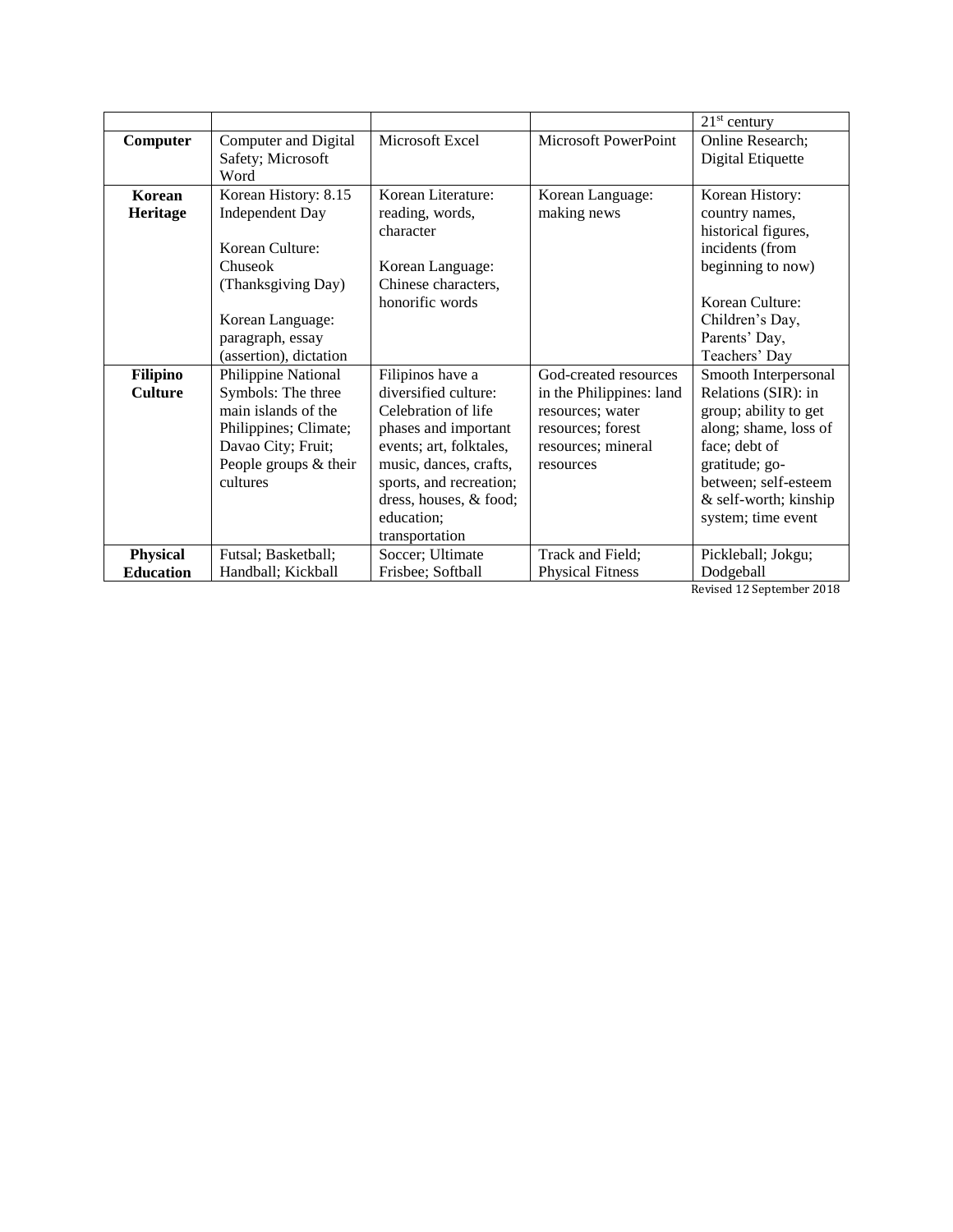| | | | | |
|---|---|---|---|---|
| | | | | 21st century |
| **Computer** | Computer and Digital Safety; Microsoft Word | Microsoft Excel | Microsoft PowerPoint | Online Research; Digital Etiquette |
| **Korean Heritage** | Korean History: 8.15 Independent Day<br><br>Korean Culture: Chuseok (Thanksgiving Day)<br><br>Korean Language: paragraph, essay (assertion), dictation | Korean Literature: reading, words, character<br><br>Korean Language: Chinese characters, honorific words | Korean Language: making news | Korean History: country names, historical figures, incidents (from beginning to now)<br><br>Korean Culture: Children's Day, Parents' Day, Teachers' Day |
| **Filipino Culture** | Philippine National Symbols: The three main islands of the Philippines; Climate; Davao City; Fruit; People groups & their cultures | Filipinos have a diversified culture: Celebration of life phases and important events; art, folktales, music, dances, crafts, sports, and recreation; dress, houses, & food; education; transportation | God-created resources in the Philippines: land resources; water resources; forest resources; mineral resources | Smooth Interpersonal Relations (SIR): in group; ability to get along; shame, loss of face; debt of gratitude; go-between; self-esteem & self-worth; kinship system; time event |
| **Physical Education** | Futsal; Basketball; Handball; Kickball | Soccer; Ultimate Frisbee; Softball | Track and Field; Physical Fitness | Pickleball; Jokgu; Dodgeball |

Revised 12 September 2018